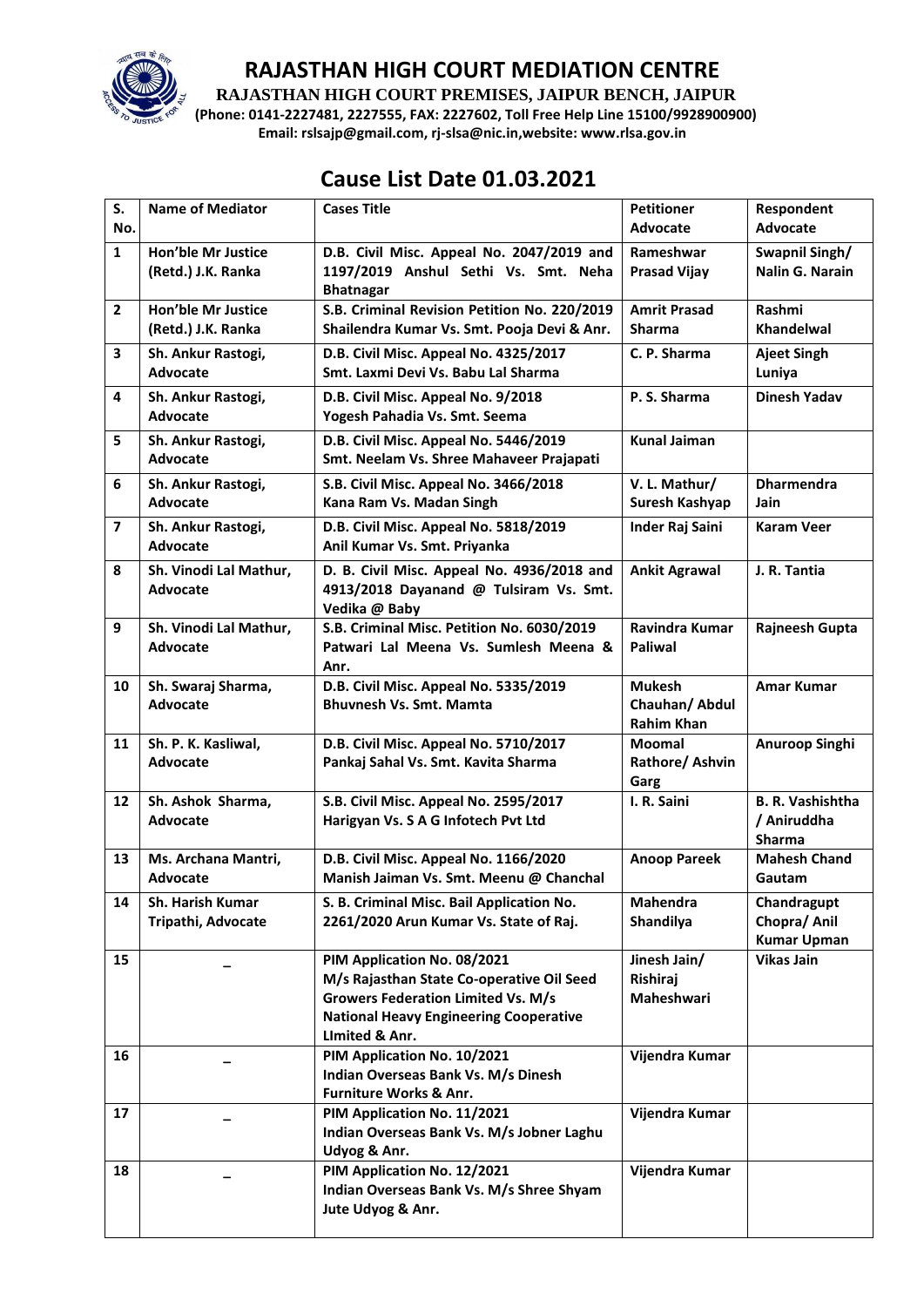# RAJASTHAN HIGH COURT MEDIATION CENTRE

**RAJASTHAN HIGH COURT PREMISES, JAIPUR BENCH, JAIPUR**

**(Phone: 0141-2227481, 2227555, FAX: 2227602, Toll Free Help Line 15100/9928900900)**

**Email: rslsajp@gmail.com, rj-slsa@nic.in,website: www.rlsa.gov.in**

## Cause List Date 01.03.2021

| S. No. | Name of Mediator | Cases Title | Petitioner Advocate | Respondent Advocate |
|---|---|---|---|---|
| 1 | Hon'ble Mr Justice (Retd.) J.K. Ranka | D.B. Civil Misc. Appeal No. 2047/2019 and 1197/2019 Anshul Sethi Vs. Smt. Neha Bhatnagar | Rameshwar Prasad Vijay | Swapnil Singh/ Nalin G. Narain |
| 2 | Hon'ble Mr Justice (Retd.) J.K. Ranka | S.B. Criminal Revision Petition No. 220/2019 Shailendra Kumar Vs. Smt. Pooja Devi & Anr. | Amrit Prasad Sharma | Rashmi Khandelwal |
| 3 | Sh. Ankur Rastogi, Advocate | D.B. Civil Misc. Appeal No. 4325/2017 Smt. Laxmi Devi Vs. Babu Lal Sharma | C. P. Sharma | Ajeet Singh Luniya |
| 4 | Sh. Ankur Rastogi, Advocate | D.B. Civil Misc. Appeal No. 9/2018 Yogesh Pahadia Vs. Smt. Seema | P. S. Sharma | Dinesh Yadav |
| 5 | Sh. Ankur Rastogi, Advocate | D.B. Civil Misc. Appeal No. 5446/2019 Smt. Neelam Vs. Shree Mahaveer Prajapati | Kunal Jaiman | |
| 6 | Sh. Ankur Rastogi, Advocate | S.B. Civil Misc. Appeal No. 3466/2018 Kana Ram Vs. Madan Singh | V. L. Mathur/ Suresh Kashyap | Dharmendra Jain |
| 7 | Sh. Ankur Rastogi, Advocate | D.B. Civil Misc. Appeal No. 5818/2019 Anil Kumar Vs. Smt. Priyanka | Inder Raj Saini | Karam Veer |
| 8 | Sh. Vinodi Lal Mathur, Advocate | D. B. Civil Misc. Appeal No. 4936/2018 and 4913/2018 Dayanand @ Tulsiram Vs. Smt. Vedika @ Baby | Ankit Agrawal | J. R. Tantia |
| 9 | Sh. Vinodi Lal Mathur, Advocate | S.B. Criminal Misc. Petition No. 6030/2019 Patwari Lal Meena Vs. Sumlesh Meena & Anr. | Ravindra Kumar Paliwal | Rajneesh Gupta |
| 10 | Sh. Swaraj Sharma, Advocate | D.B. Civil Misc. Appeal No. 5335/2019 Bhuvnesh Vs. Smt. Mamta | Mukesh Chauhan/ Abdul Rahim Khan | Amar Kumar |
| 11 | Sh. P. K. Kasliwal, Advocate | D.B. Civil Misc. Appeal No. 5710/2017 Pankaj Sahal Vs. Smt. Kavita Sharma | Moomal Rathore/ Ashvin Garg | Anuroop Singhi |
| 12 | Sh. Ashok Sharma, Advocate | S.B. Civil Misc. Appeal No. 2595/2017 Harigyan Vs. S A G Infotech Pvt Ltd | I. R. Saini | B. R. Vashishtha / Aniruddha Sharma |
| 13 | Ms. Archana Mantri, Advocate | D.B. Civil Misc. Appeal No. 1166/2020 Manish Jaiman Vs. Smt. Meenu @ Chanchal | Anoop Pareek | Mahesh Chand Gautam |
| 14 | Sh. Harish Kumar Tripathi, Advocate | S. B. Criminal Misc. Bail Application No. 2261/2020 Arun Kumar Vs. State of Raj. | Mahendra Shandilya | Chandragupt Chopra/ Anil Kumar Upman |
| 15 | _ | PIM Application No. 08/2021 M/s Rajasthan State Co-operative Oil Seed Growers Federation Limited Vs. M/s National Heavy Engineering Cooperative LImited & Anr. | Jinesh Jain/ Rishiraj Maheshwari | Vikas Jain |
| 16 | _ | PIM Application No. 10/2021 Indian Overseas Bank Vs. M/s Dinesh Furniture Works & Anr. | Vijendra Kumar | |
| 17 | _ | PIM Application No. 11/2021 Indian Overseas Bank Vs. M/s Jobner Laghu Udyog & Anr. | Vijendra Kumar | |
| 18 | _ | PIM Application No. 12/2021 Indian Overseas Bank Vs. M/s Shree Shyam Jute Udyog & Anr. | Vijendra Kumar | |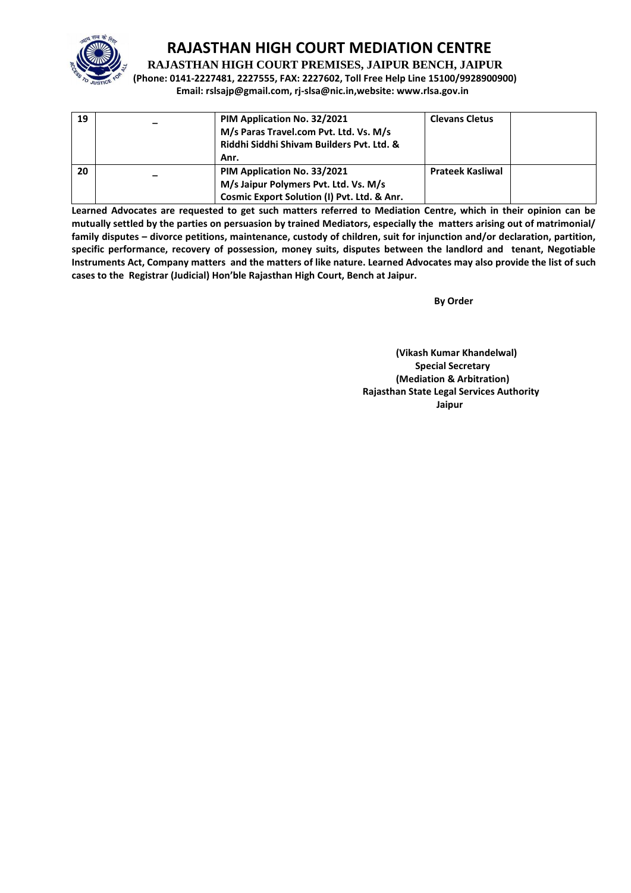# RAJASTHAN HIGH COURT MEDIATION CENTRE

**RAJASTHAN HIGH COURT PREMISES, JAIPUR BENCH, JAIPUR**

**(Phone: 0141-2227481, 2227555, FAX: 2227602, Toll Free Help Line 15100/9928900900)**

**Email: rslsajp@gmail.com, rj-slsa@nic.in,website: www.rlsa.gov.in**

| | | | | |
|---|---|---|---|---|
| **19** | – | **PIM Application No. 32/2021 M/s Paras Travel.com Pvt. Ltd. Vs. M/s Riddhi Siddhi Shivam Builders Pvt. Ltd. & Anr.** | **Clevans Cletus** | |
| **20** | – | **PIM Application No. 33/2021 M/s Jaipur Polymers Pvt. Ltd. Vs. M/s Cosmic Export Solution (I) Pvt. Ltd. & Anr.** | **Prateek Kasliwal** | |

**Learned Advocates are requested to get such matters referred to Mediation Centre, which in their opinion can be mutually settled by the parties on persuasion by trained Mediators, especially the matters arising out of matrimonial/ family disputes – divorce petitions, maintenance, custody of children, suit for injunction and/or declaration, partition, specific performance, recovery of possession, money suits, disputes between the landlord and tenant, Negotiable Instruments Act, Company matters and the matters of like nature. Learned Advocates may also provide the list of such cases to the Registrar (Judicial) Hon'ble Rajasthan High Court, Bench at Jaipur.**

**By Order**

**(Vikash Kumar Khandelwal)**
**Special Secretary**
**(Mediation & Arbitration)**
**Rajasthan State Legal Services Authority**
**Jaipur**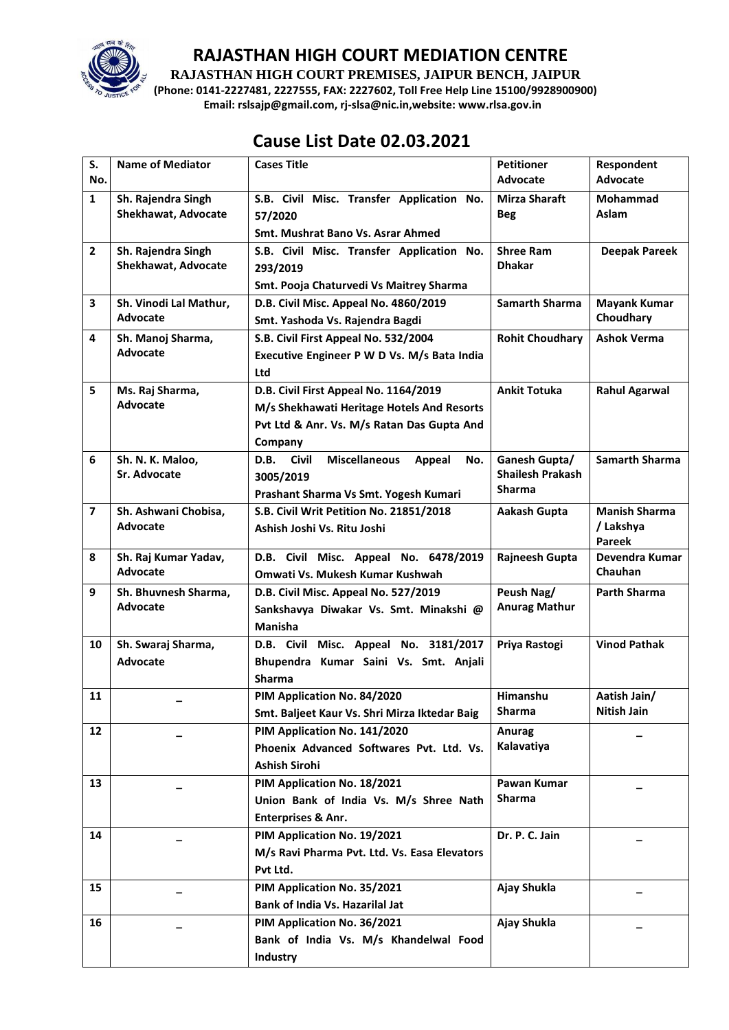# RAJASTHAN HIGH COURT MEDIATION CENTRE

**RAJASTHAN HIGH COURT PREMISES, JAIPUR BENCH, JAIPUR**

**(Phone: 0141-2227481, 2227555, FAX: 2227602, Toll Free Help Line 15100/9928900900)**

**Email: rslsajp@gmail.com, rj-slsa@nic.in,website: www.rlsa.gov.in**

## Cause List Date 02.03.2021

| S. No. | Name of Mediator | Cases Title | Petitioner Advocate | Respondent Advocate |
|---|---|---|---|---|
| 1 | Sh. Rajendra Singh Shekhawat, Advocate | S.B. Civil Misc. Transfer Application No. 57/2020<br>Smt. Mushrat Bano Vs. Asrar Ahmed | Mirza Sharaft Beg | Mohammad Aslam |
| 2 | Sh. Rajendra Singh Shekhawat, Advocate | S.B. Civil Misc. Transfer Application No. 293/2019<br>Smt. Pooja Chaturvedi Vs Maitrey Sharma | Shree Ram Dhakar | Deepak Pareek |
| 3 | Sh. Vinodi Lal Mathur, Advocate | D.B. Civil Misc. Appeal No. 4860/2019<br>Smt. Yashoda Vs. Rajendra Bagdi | Samarth Sharma | Mayank Kumar Choudhary |
| 4 | Sh. Manoj Sharma, Advocate | S.B. Civil First Appeal No. 532/2004<br>Executive Engineer P W D Vs. M/s Bata India Ltd | Rohit Choudhary | Ashok Verma |
| 5 | Ms. Raj Sharma, Advocate | D.B. Civil First Appeal No. 1164/2019<br>M/s Shekhawati Heritage Hotels And Resorts Pvt Ltd & Anr. Vs. M/s Ratan Das Gupta And Company | Ankit Totuka | Rahul Agarwal |
| 6 | Sh. N. K. Maloo, Sr. Advocate | D.B. Civil Miscellaneous Appeal No. 3005/2019<br>Prashant Sharma Vs Smt. Yogesh Kumari | Ganesh Gupta/ Shailesh Prakash Sharma | Samarth Sharma |
| 7 | Sh. Ashwani Chobisa, Advocate | S.B. Civil Writ Petition No. 21851/2018<br>Ashish Joshi Vs. Ritu Joshi | Aakash Gupta | Manish Sharma / Lakshya Pareek |
| 8 | Sh. Raj Kumar Yadav, Advocate | D.B. Civil Misc. Appeal No. 6478/2019<br>Omwati Vs. Mukesh Kumar Kushwah | Rajneesh Gupta | Devendra Kumar Chauhan |
| 9 | Sh. Bhuvnesh Sharma, Advocate | D.B. Civil Misc. Appeal No. 527/2019<br>Sankshavya Diwakar Vs. Smt. Minakshi @ Manisha | Peush Nag/ Anurag Mathur | Parth Sharma |
| 10 | Sh. Swaraj Sharma, Advocate | D.B. Civil Misc. Appeal No. 3181/2017<br>Bhupendra Kumar Saini Vs. Smt. Anjali Sharma | Priya Rastogi | Vinod Pathak |
| 11 | – | PIM Application No. 84/2020<br>Smt. Baljeet Kaur Vs. Shri Mirza Iktedar Baig | Himanshu Sharma | Aatish Jain/ Nitish Jain |
| 12 | – | PIM Application No. 141/2020<br>Phoenix Advanced Softwares Pvt. Ltd. Vs. Ashish Sirohi | Anurag Kalavatiya | – |
| 13 | – | PIM Application No. 18/2021<br>Union Bank of India Vs. M/s Shree Nath Enterprises & Anr. | Pawan Kumar Sharma | – |
| 14 | – | PIM Application No. 19/2021<br>M/s Ravi Pharma Pvt. Ltd. Vs. Easa Elevators Pvt Ltd. | Dr. P. C. Jain | – |
| 15 | – | PIM Application No. 35/2021<br>Bank of India Vs. Hazarilal Jat | Ajay Shukla | – |
| 16 | – | PIM Application No. 36/2021<br>Bank of India Vs. M/s Khandelwal Food Industry | Ajay Shukla | – |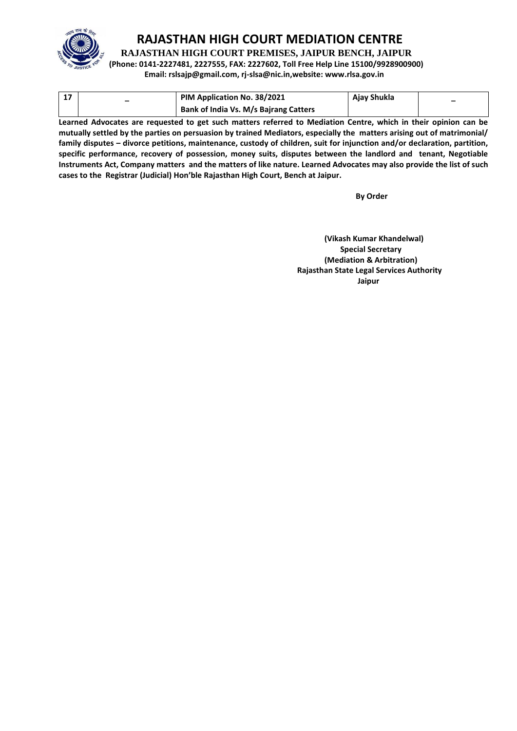# RAJASTHAN HIGH COURT MEDIATION CENTRE

**RAJASTHAN HIGH COURT PREMISES, JAIPUR BENCH, JAIPUR**

**(Phone: 0141-2227481, 2227555, FAX: 2227602, Toll Free Help Line 15100/9928900900)**

**Email: rslsajp@gmail.com, rj-slsa@nic.in,website: www.rlsa.gov.in**

| | | | | |
|---|---|---|---|---|
| 17 | – | **PIM Application No. 38/2021**<br>**Bank of India Vs. M/s Bajrang Catters** | **Ajay Shukla** | – |

**Learned Advocates are requested to get such matters referred to Mediation Centre, which in their opinion can be mutually settled by the parties on persuasion by trained Mediators, especially the matters arising out of matrimonial/ family disputes – divorce petitions, maintenance, custody of children, suit for injunction and/or declaration, partition, specific performance, recovery of possession, money suits, disputes between the landlord and tenant, Negotiable Instruments Act, Company matters and the matters of like nature. Learned Advocates may also provide the list of such cases to the Registrar (Judicial) Hon'ble Rajasthan High Court, Bench at Jaipur.**

**By Order**

**(Vikash Kumar Khandelwal)**
**Special Secretary**
**(Mediation & Arbitration)**
**Rajasthan State Legal Services Authority**
**Jaipur**